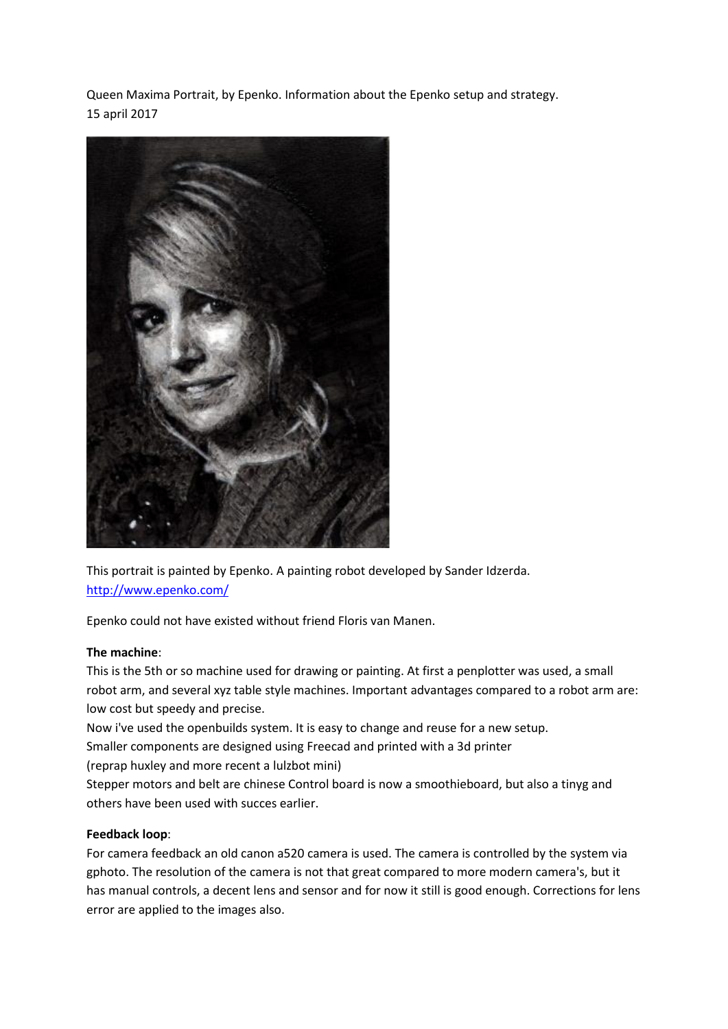Queen Maxima Portrait, by Epenko. Information about the Epenko setup and strategy.
15 april 2017

This portrait is painted by Epenko. A painting robot developed by Sander Idzerda.
http://www.epenko.com/

Epenko could not have existed without friend Floris van Manen.

**The machine**:
This is the 5th or so machine used for drawing or painting. At first a penplotter was used, a small robot arm, and several xyz table style machines. Important advantages compared to a robot arm are: low cost but speedy and precise.
Now i've used the openbuilds system. It is easy to change and reuse for a new setup.
Smaller components are designed using Freecad and printed with a 3d printer
(reprap huxley and more recent a lulzbot mini)
Stepper motors and belt are chinese Control board is now a smoothieboard, but also a tinyg and others have been used with succes earlier.

**Feedback loop**:
For camera feedback an old canon a520 camera is used. The camera is controlled by the system via gphoto. The resolution of the camera is not that great compared to more modern camera's, but it has manual controls, a decent lens and sensor and for now it still is good enough. Corrections for lens error are applied to the images also.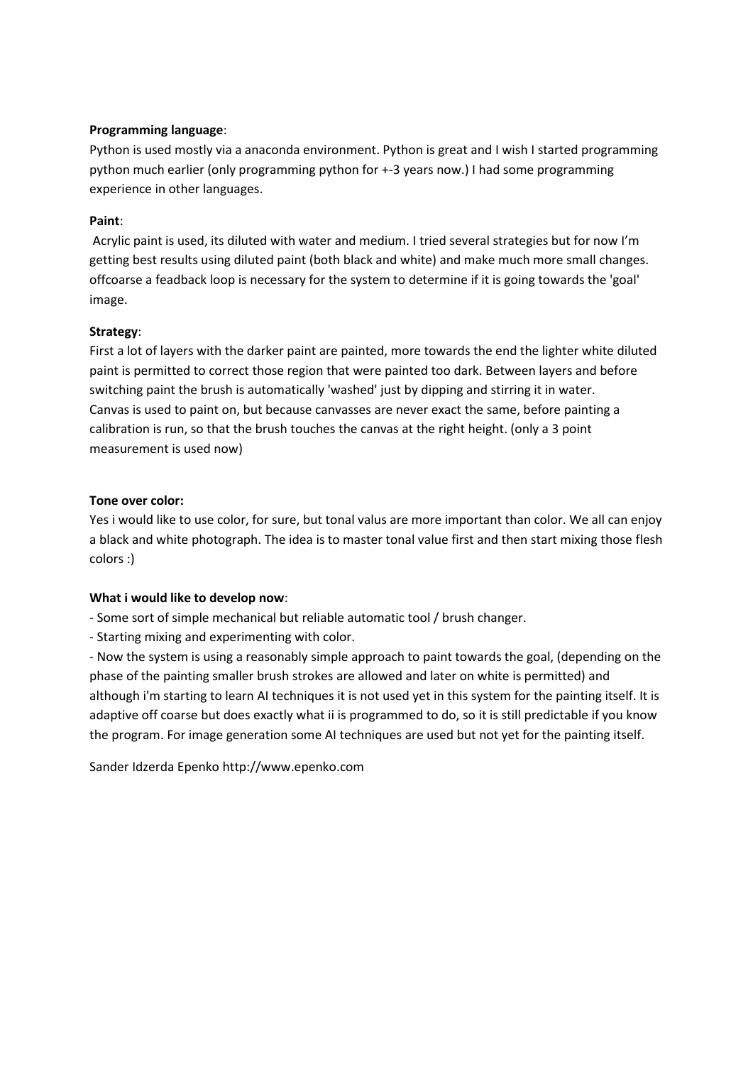**Programming language**:
Python is used mostly via a anaconda environment. Python is great and I wish I started programming python much earlier (only programming python for +-3 years now.) I had some programming experience in other languages.

**Paint**:
Acrylic paint is used, its diluted with water and medium. I tried several strategies but for now I'm getting best results using diluted paint (both black and white) and make much more small changes. offcoarse a feadback loop is necessary for the system to determine if it is going towards the 'goal' image.

**Strategy**:
First a lot of layers with the darker paint are painted, more towards the end the lighter white diluted paint is permitted to correct those region that were painted too dark. Between layers and before switching paint the brush is automatically 'washed' just by dipping and stirring it in water.
Canvas is used to paint on, but because canvasses are never exact the same, before painting a calibration is run, so that the brush touches the canvas at the right height. (only a 3 point measurement is used now)

**Tone over color:**
Yes i would like to use color, for sure, but tonal valus are more important than color. We all can enjoy a black and white photograph. The idea is to master tonal value first and then start mixing those flesh colors :)

**What i would like to develop now**:
- Some sort of simple mechanical but reliable automatic tool / brush changer.
- Starting mixing and experimenting with color.
- Now the system is using a reasonably simple approach to paint towards the goal, (depending on the phase of the painting smaller brush strokes are allowed and later on white is permitted) and although i'm starting to learn AI techniques it is not used yet in this system for the painting itself. It is adaptive off coarse but does exactly what ii is programmed to do, so it is still predictable if you know the program. For image generation some AI techniques are used but not yet for the painting itself.

Sander Idzerda Epenko http://www.epenko.com